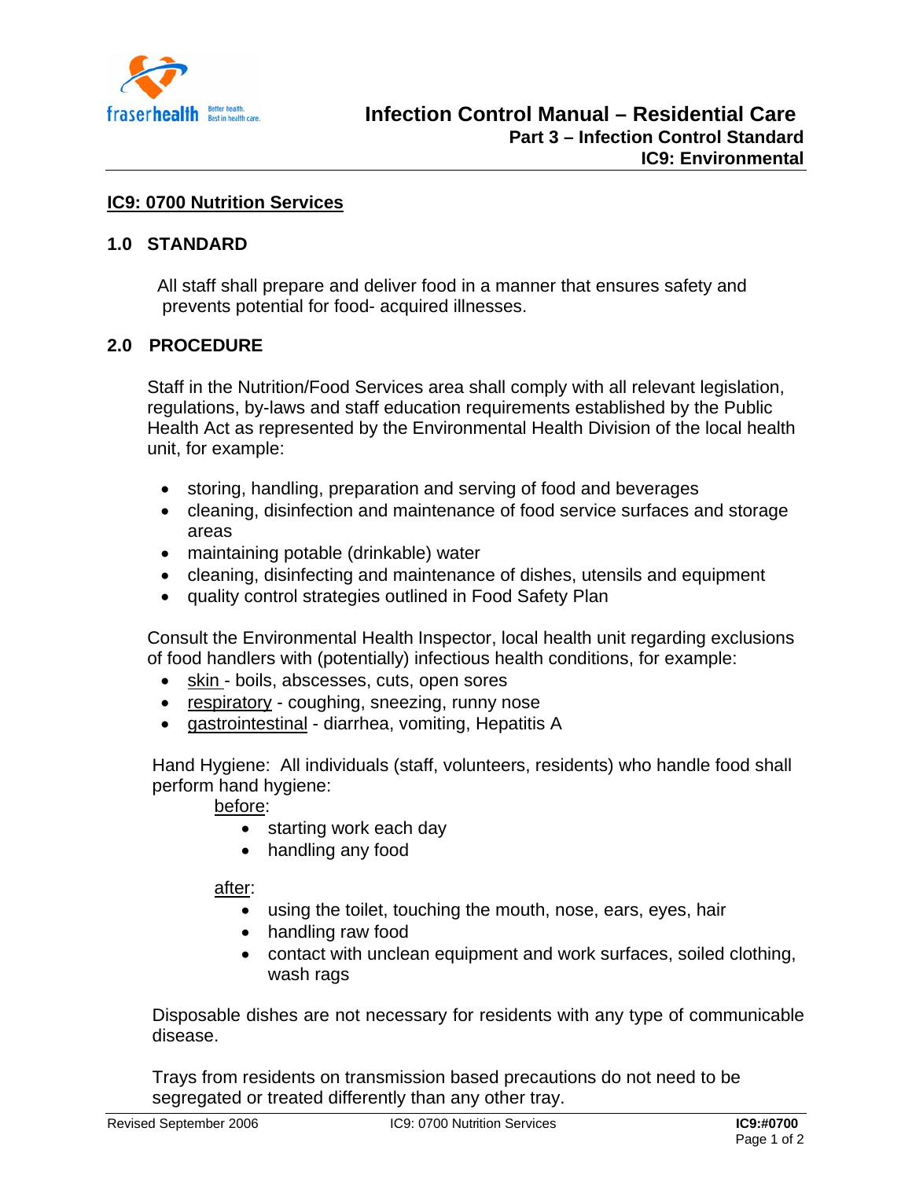# IC9: 0700 Nutrition Services

## 1.0 STANDARD

All staff shall prepare and deliver food in a manner that ensures safety and prevents potential for food- acquired illnesses.

## 2.0 PROCEDURE

Staff in the Nutrition/Food Services area shall comply with all relevant legislation, regulations, by-laws and staff education requirements established by the Public Health Act as represented by the Environmental Health Division of the local health unit, for example:

- storing, handling, preparation and serving of food and beverages
- cleaning, disinfection and maintenance of food service surfaces and storage areas
- maintaining potable (drinkable) water
- cleaning, disinfecting and maintenance of dishes, utensils and equipment
- quality control strategies outlined in Food Safety Plan

Consult the Environmental Health Inspector, local health unit regarding exclusions of food handlers with (potentially) infectious health conditions, for example:

- <u>skin</u> - boils, abscesses, cuts, open sores
- <u>respiratory</u> - coughing, sneezing, runny nose
- <u>gastrointestinal</u> - diarrhea, vomiting, Hepatitis A

Hand Hygiene: All individuals (staff, volunteers, residents) who handle food shall perform hand hygiene:

<u>before</u>:

- starting work each day
- handling any food

<u>after</u>:

- using the toilet, touching the mouth, nose, ears, eyes, hair
- handling raw food
- contact with unclean equipment and work surfaces, soiled clothing, wash rags

Disposable dishes are not necessary for residents with any type of communicable disease.

Trays from residents on transmission based precautions do not need to be segregated or treated differently than any other tray.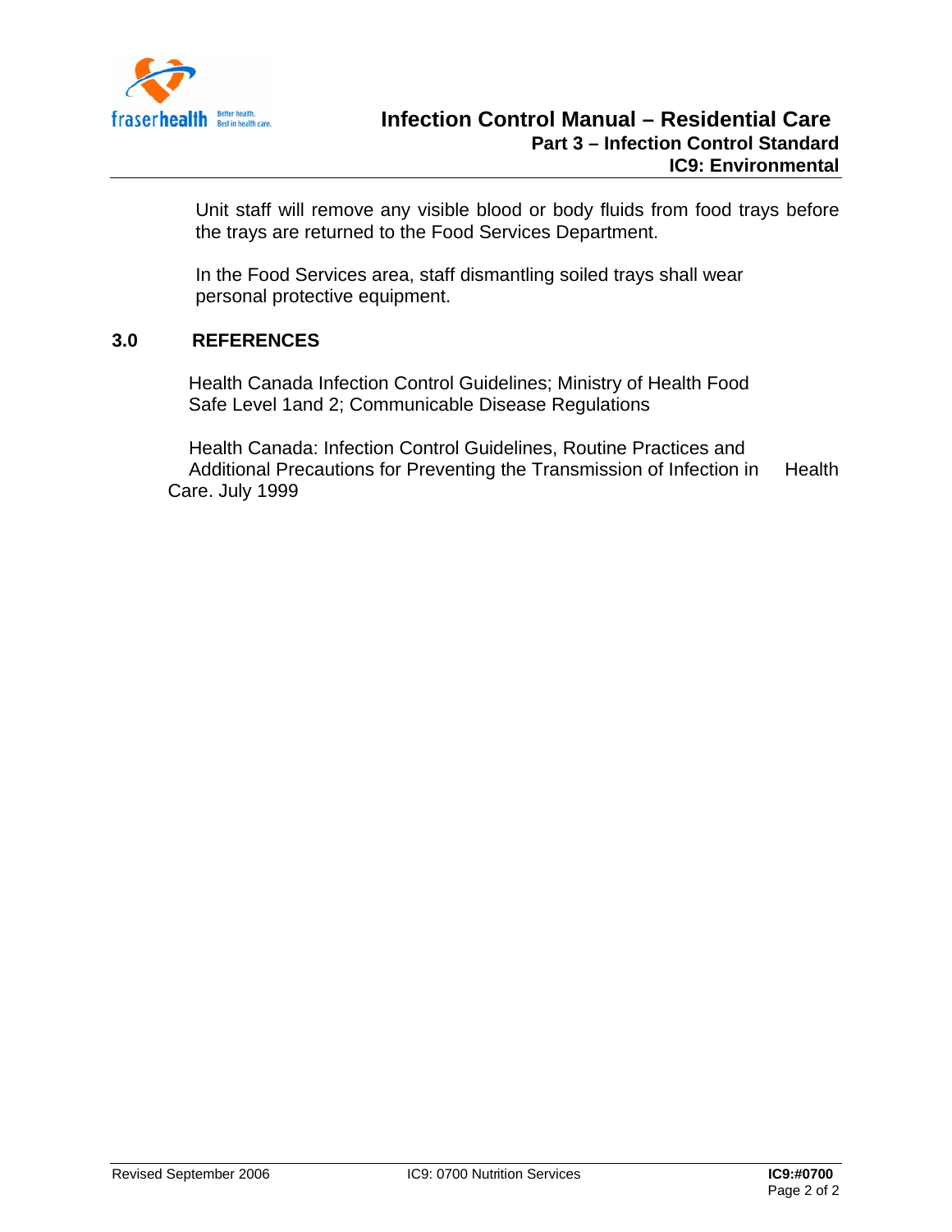Unit staff will remove any visible blood or body fluids from food trays before the trays are returned to the Food Services Department.

In the Food Services area, staff dismantling soiled trays shall wear personal protective equipment.

## 3.0 REFERENCES

Health Canada Infection Control Guidelines; Ministry of Health Food Safe Level 1and 2; Communicable Disease Regulations

Health Canada: Infection Control Guidelines, Routine Practices and Additional Precautions for Preventing the Transmission of Infection in Health Care. July 1999